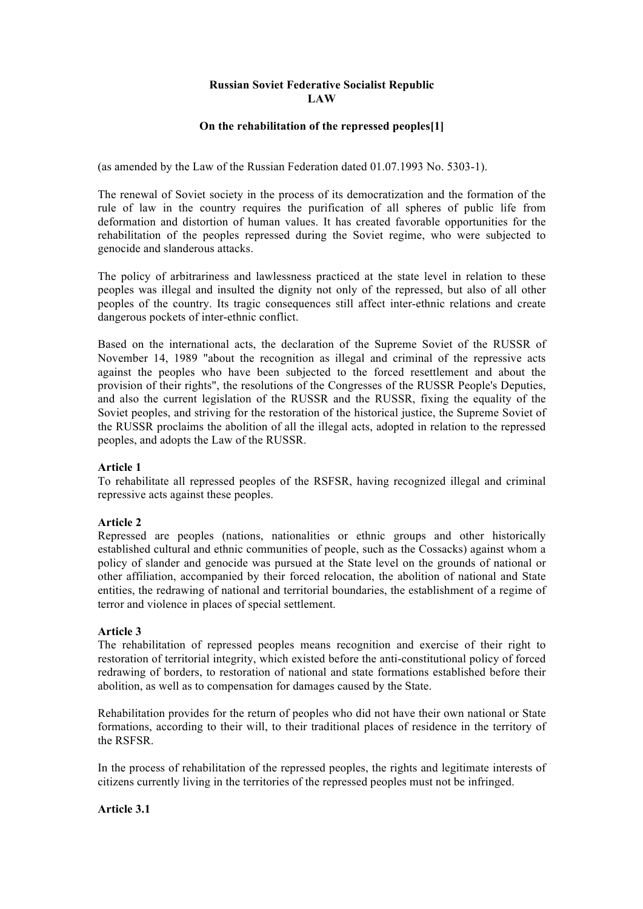**Russian Soviet Federative Socialist Republic**
**LAW**

**On the rehabilitation of the repressed peoples[1]**

(as amended by the Law of the Russian Federation dated 01.07.1993 No. 5303-1).

The renewal of Soviet society in the process of its democratization and the formation of the rule of law in the country requires the purification of all spheres of public life from deformation and distortion of human values. It has created favorable opportunities for the rehabilitation of the peoples repressed during the Soviet regime, who were subjected to genocide and slanderous attacks.

The policy of arbitrariness and lawlessness practiced at the state level in relation to these peoples was illegal and insulted the dignity not only of the repressed, but also of all other peoples of the country. Its tragic consequences still affect inter-ethnic relations and create dangerous pockets of inter-ethnic conflict.

Based on the international acts, the declaration of the Supreme Soviet of the RUSSR of November 14, 1989 "about the recognition as illegal and criminal of the repressive acts against the peoples who have been subjected to the forced resettlement and about the provision of their rights", the resolutions of the Congresses of the RUSSR People's Deputies, and also the current legislation of the RUSSR and the RUSSR, fixing the equality of the Soviet peoples, and striving for the restoration of the historical justice, the Supreme Soviet of the RUSSR proclaims the abolition of all the illegal acts, adopted in relation to the repressed peoples, and adopts the Law of the RUSSR.

**Article 1**
To rehabilitate all repressed peoples of the RSFSR, having recognized illegal and criminal repressive acts against these peoples.

**Article 2**
Repressed are peoples (nations, nationalities or ethnic groups and other historically established cultural and ethnic communities of people, such as the Cossacks) against whom a policy of slander and genocide was pursued at the State level on the grounds of national or other affiliation, accompanied by their forced relocation, the abolition of national and State entities, the redrawing of national and territorial boundaries, the establishment of a regime of terror and violence in places of special settlement.

**Article 3**
The rehabilitation of repressed peoples means recognition and exercise of their right to restoration of territorial integrity, which existed before the anti-constitutional policy of forced redrawing of borders, to restoration of national and state formations established before their abolition, as well as to compensation for damages caused by the State.

Rehabilitation provides for the return of peoples who did not have their own national or State formations, according to their will, to their traditional places of residence in the territory of the RSFSR.

In the process of rehabilitation of the repressed peoples, the rights and legitimate interests of citizens currently living in the territories of the repressed peoples must not be infringed.

**Article 3.1**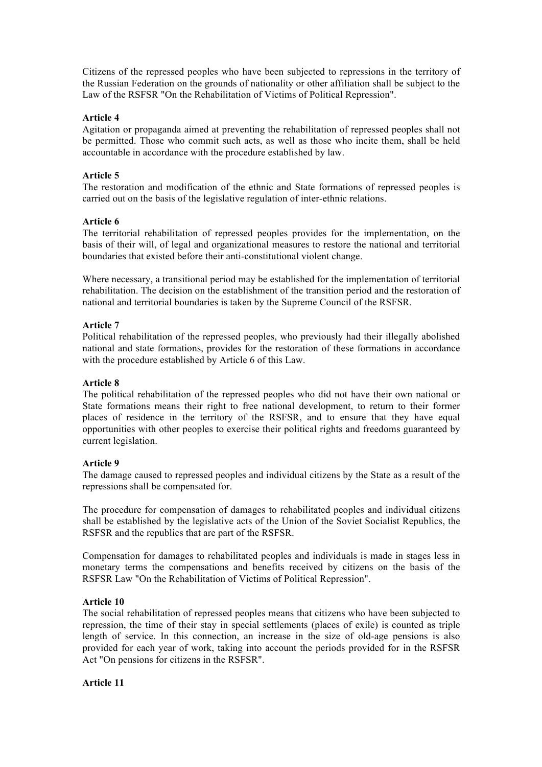Citizens of the repressed peoples who have been subjected to repressions in the territory of the Russian Federation on the grounds of nationality or other affiliation shall be subject to the Law of the RSFSR "On the Rehabilitation of Victims of Political Repression".

**Article 4**
Agitation or propaganda aimed at preventing the rehabilitation of repressed peoples shall not be permitted. Those who commit such acts, as well as those who incite them, shall be held accountable in accordance with the procedure established by law.

**Article 5**
The restoration and modification of the ethnic and State formations of repressed peoples is carried out on the basis of the legislative regulation of inter-ethnic relations.

**Article 6**
The territorial rehabilitation of repressed peoples provides for the implementation, on the basis of their will, of legal and organizational measures to restore the national and territorial boundaries that existed before their anti-constitutional violent change.

Where necessary, a transitional period may be established for the implementation of territorial rehabilitation. The decision on the establishment of the transition period and the restoration of national and territorial boundaries is taken by the Supreme Council of the RSFSR.

**Article 7**
Political rehabilitation of the repressed peoples, who previously had their illegally abolished national and state formations, provides for the restoration of these formations in accordance with the procedure established by Article 6 of this Law.

**Article 8**
The political rehabilitation of the repressed peoples who did not have their own national or State formations means their right to free national development, to return to their former places of residence in the territory of the RSFSR, and to ensure that they have equal opportunities with other peoples to exercise their political rights and freedoms guaranteed by current legislation.

**Article 9**
The damage caused to repressed peoples and individual citizens by the State as a result of the repressions shall be compensated for.

The procedure for compensation of damages to rehabilitated peoples and individual citizens shall be established by the legislative acts of the Union of the Soviet Socialist Republics, the RSFSR and the republics that are part of the RSFSR.

Compensation for damages to rehabilitated peoples and individuals is made in stages less in monetary terms the compensations and benefits received by citizens on the basis of the RSFSR Law "On the Rehabilitation of Victims of Political Repression".

**Article 10**
The social rehabilitation of repressed peoples means that citizens who have been subjected to repression, the time of their stay in special settlements (places of exile) is counted as triple length of service. In this connection, an increase in the size of old-age pensions is also provided for each year of work, taking into account the periods provided for in the RSFSR Act "On pensions for citizens in the RSFSR".

**Article 11**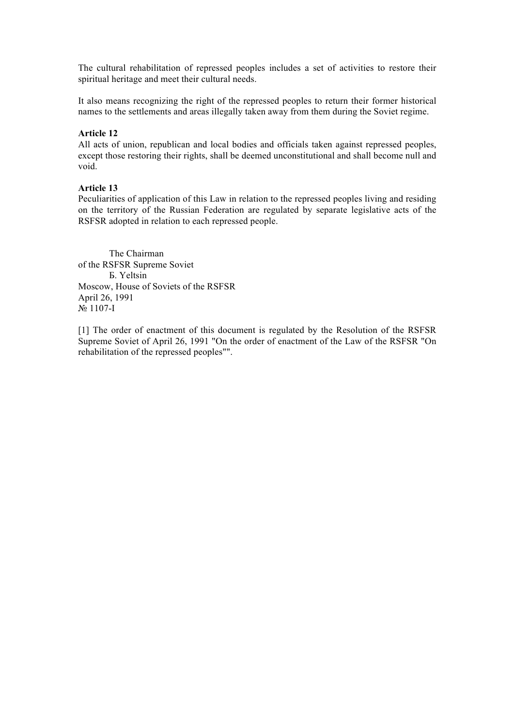The cultural rehabilitation of repressed peoples includes a set of activities to restore their spiritual heritage and meet their cultural needs.

It also means recognizing the right of the repressed peoples to return their former historical names to the settlements and areas illegally taken away from them during the Soviet regime.

**Article 12**
All acts of union, republican and local bodies and officials taken against repressed peoples, except those restoring their rights, shall be deemed unconstitutional and shall become null and void.

**Article 13**
Peculiarities of application of this Law in relation to the repressed peoples living and residing on the territory of the Russian Federation are regulated by separate legislative acts of the RSFSR adopted in relation to each repressed people.

The Chairman
of the RSFSR Supreme Soviet
Б. Yeltsin
Moscow, House of Soviets of the RSFSR
April 26, 1991
№ 1107-I

[1] The order of enactment of this document is regulated by the Resolution of the RSFSR Supreme Soviet of April 26, 1991 "On the order of enactment of the Law of the RSFSR "On rehabilitation of the repressed peoples"".